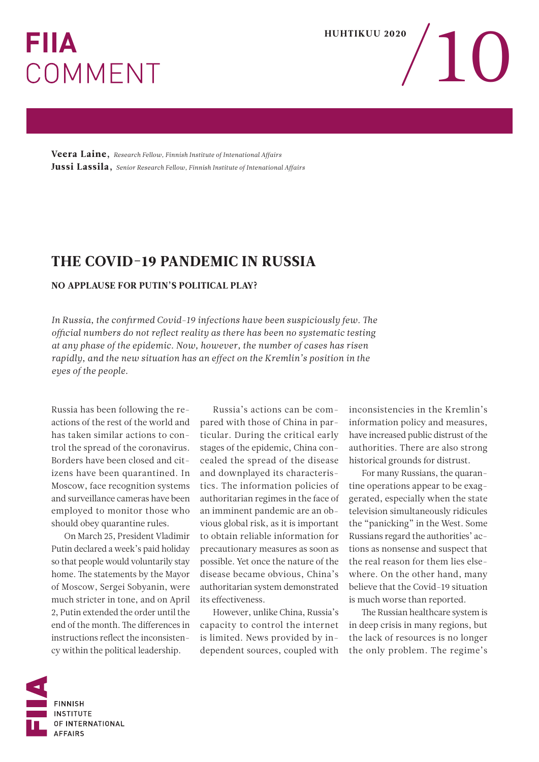# FIIA COMMENT

HUHTIKUU 2020 / 10

**Veera Laine**, *Research Fellow, Finnish Institute of Intenational Affairs*
**Jussi Lassila**, *Senior Research Fellow, Finnish Institute of Intenational Affairs*

## THE COVID-19 PANDEMIC IN RUSSIA

### NO APPLAUSE FOR PUTIN'S POLITICAL PLAY?

*In Russia, the confirmed Covid-19 infections have been suspiciously few. The official numbers do not reflect reality as there has been no systematic testing at any phase of the epidemic. Now, however, the number of cases has risen rapidly, and the new situation has an effect on the Kremlin's position in the eyes of the people.*

Russia has been following the reactions of the rest of the world and has taken similar actions to control the spread of the coronavirus. Borders have been closed and citizens have been quarantined. In Moscow, face recognition systems and surveillance cameras have been employed to monitor those who should obey quarantine rules.

On March 25, President Vladimir Putin declared a week's paid holiday so that people would voluntarily stay home. The statements by the Mayor of Moscow, Sergei Sobyanin, were much stricter in tone, and on April 2, Putin extended the order until the end of the month. The differences in instructions reflect the inconsistency within the political leadership.

Russia's actions can be compared with those of China in particular. During the critical early stages of the epidemic, China concealed the spread of the disease and downplayed its characteristics. The information policies of authoritarian regimes in the face of an imminent pandemic are an obvious global risk, as it is important to obtain reliable information for precautionary measures as soon as possible. Yet once the nature of the disease became obvious, China's authoritarian system demonstrated its effectiveness.

However, unlike China, Russia's capacity to control the internet is limited. News provided by independent sources, coupled with inconsistencies in the Kremlin's information policy and measures, have increased public distrust of the authorities. There are also strong historical grounds for distrust.

For many Russians, the quarantine operations appear to be exaggerated, especially when the state television simultaneously ridicules the "panicking" in the West. Some Russians regard the authorities' actions as nonsense and suspect that the real reason for them lies elsewhere. On the other hand, many believe that the Covid-19 situation is much worse than reported.

The Russian healthcare system is in deep crisis in many regions, but the lack of resources is no longer the only problem. The regime's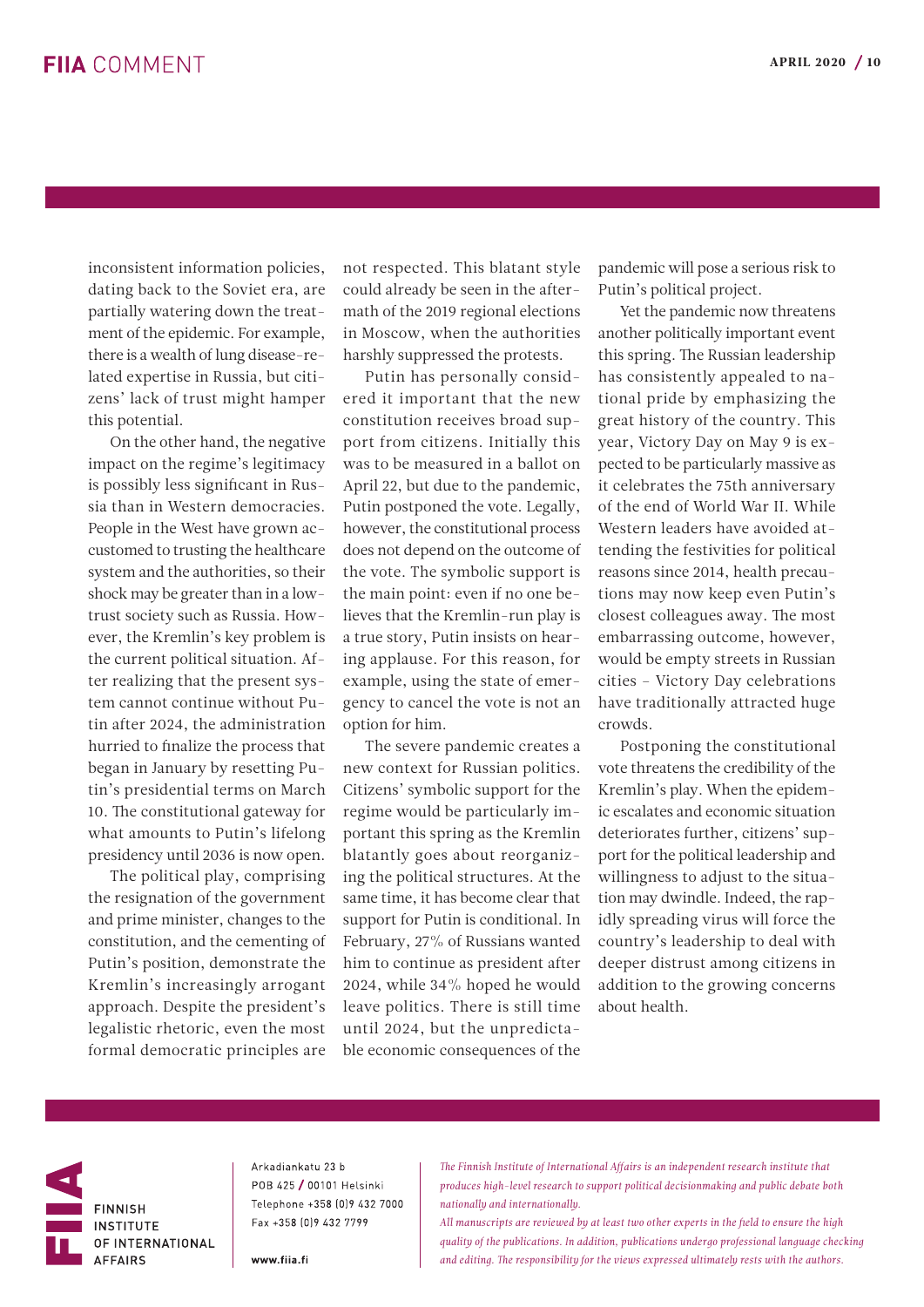inconsistent information policies, dating back to the Soviet era, are partially watering down the treatment of the epidemic. For example, there is a wealth of lung disease-related expertise in Russia, but citizens' lack of trust might hamper this potential.

On the other hand, the negative impact on the regime's legitimacy is possibly less significant in Russia than in Western democracies. People in the West have grown accustomed to trusting the healthcare system and the authorities, so their shock may be greater than in a low-trust society such as Russia. However, the Kremlin's key problem is the current political situation. After realizing that the present system cannot continue without Putin after 2024, the administration hurried to finalize the process that began in January by resetting Putin's presidential terms on March 10. The constitutional gateway for what amounts to Putin's lifelong presidency until 2036 is now open.

The political play, comprising the resignation of the government and prime minister, changes to the constitution, and the cementing of Putin's position, demonstrate the Kremlin's increasingly arrogant approach. Despite the president's legalistic rhetoric, even the most formal democratic principles are not respected. This blatant style could already be seen in the aftermath of the 2019 regional elections in Moscow, when the authorities harshly suppressed the protests.

Putin has personally considered it important that the new constitution receives broad support from citizens. Initially this was to be measured in a ballot on April 22, but due to the pandemic, Putin postponed the vote. Legally, however, the constitutional process does not depend on the outcome of the vote. The symbolic support is the main point: even if no one believes that the Kremlin-run play is a true story, Putin insists on hearing applause. For this reason, for example, using the state of emergency to cancel the vote is not an option for him.

The severe pandemic creates a new context for Russian politics. Citizens' symbolic support for the regime would be particularly important this spring as the Kremlin blatantly goes about reorganizing the political structures. At the same time, it has become clear that support for Putin is conditional. In February, 27% of Russians wanted him to continue as president after 2024, while 34% hoped he would leave politics. There is still time until 2024, but the unpredictable economic consequences of the pandemic will pose a serious risk to Putin's political project.

Yet the pandemic now threatens another politically important event this spring. The Russian leadership has consistently appealed to national pride by emphasizing the great history of the country. This year, Victory Day on May 9 is expected to be particularly massive as it celebrates the 75th anniversary of the end of World War II. While Western leaders have avoided attending the festivities for political reasons since 2014, health precautions may now keep even Putin's closest colleagues away. The most embarrassing outcome, however, would be empty streets in Russian cities – Victory Day celebrations have traditionally attracted huge crowds.

Postponing the constitutional vote threatens the credibility of the Kremlin's play. When the epidemic escalates and economic situation deteriorates further, citizens' support for the political leadership and willingness to adjust to the situation may dwindle. Indeed, the rapidly spreading virus will force the country's leadership to deal with deeper distrust among citizens in addition to the growing concerns about health.

FINNISH INSTITUTE OF INTERNATIONAL AFFAIRS

Arkadiankatu 23 b
POB 425 / 00101 Helsinki
Telephone +358 (0)9 432 7000
Fax +358 (0)9 432 7799

www.fiia.fi

*The Finnish Institute of International Affairs is an independent research institute that produces high-level research to support political decisionmaking and public debate both nationally and internationally.*

*All manuscripts are reviewed by at least two other experts in the field to ensure the high quality of the publications. In addition, publications undergo professional language checking and editing. The responsibility for the views expressed ultimately rests with the authors.*